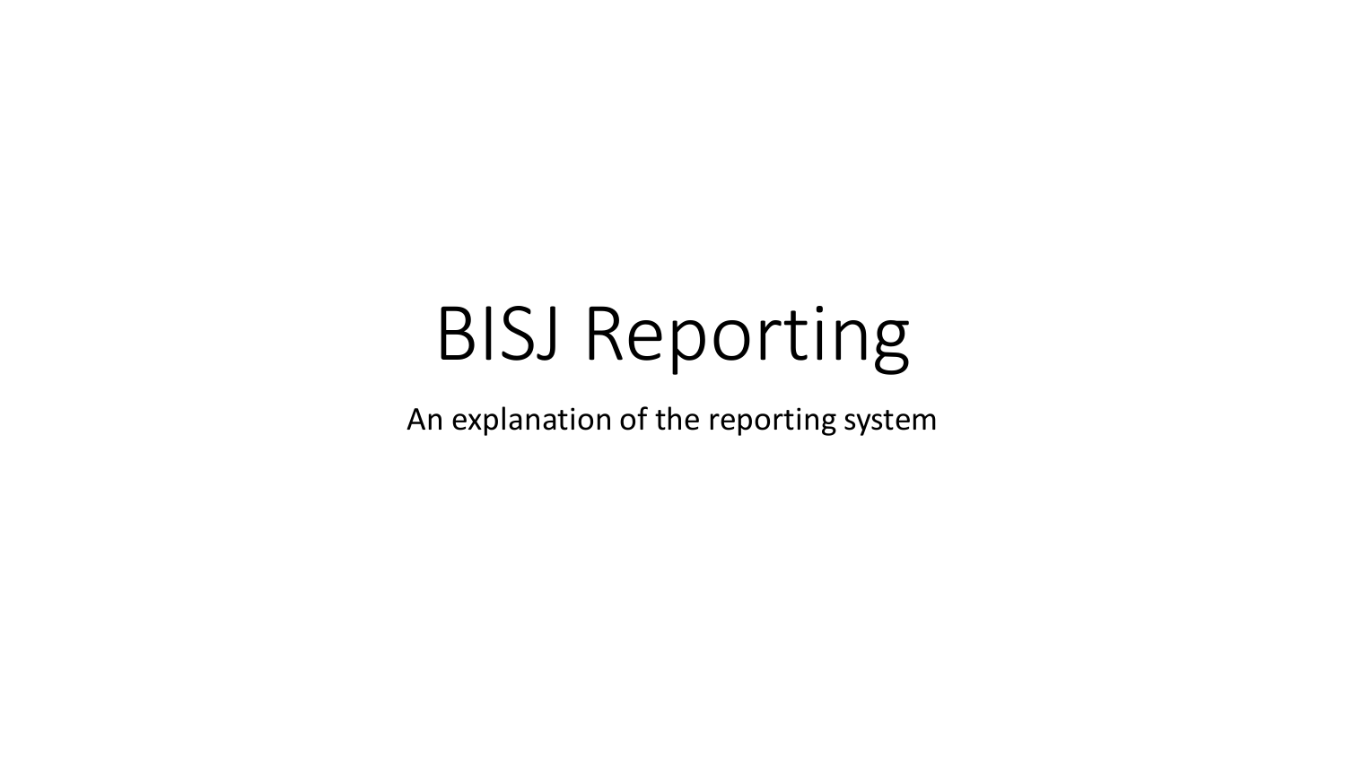# BISJ Reporting

An explanation of the reporting system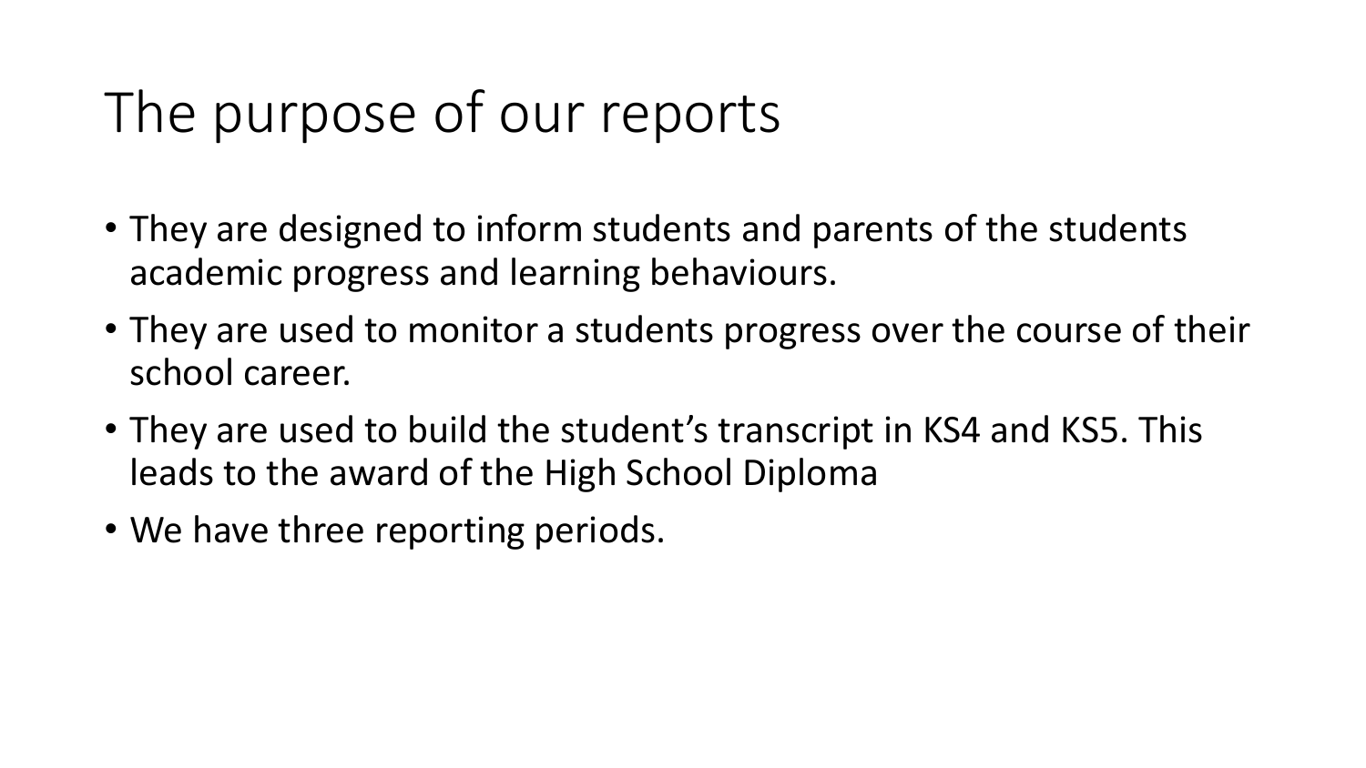# The purpose of our reports

- They are designed to inform students and parents of the students academic progress and learning behaviours.
- They are used to monitor a students progress over the course of their school career.
- They are used to build the student's transcript in KS4 and KS5. This leads to the award of the High School Diploma
- We have three reporting periods.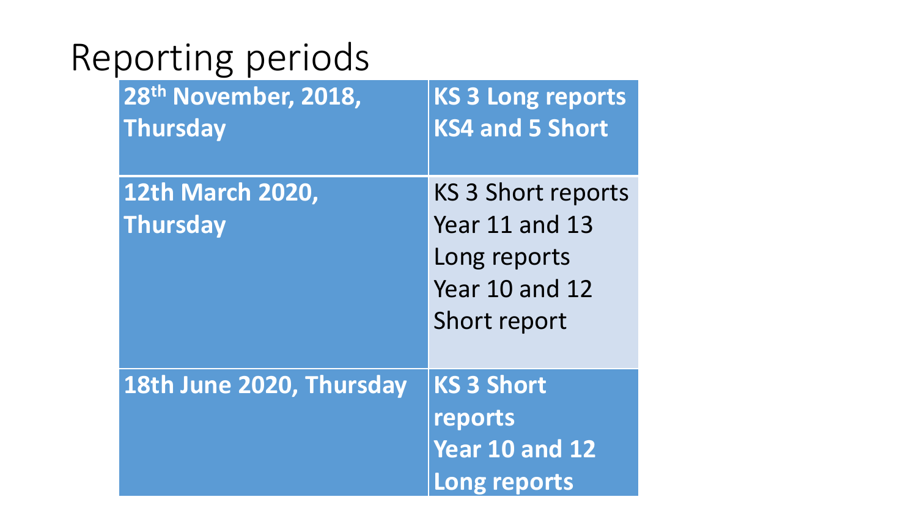# Reporting periods

| | |
|---|---|
| **28th November, 2018, Thursday** | **KS 3 Long reports**<br>**KS4 and 5 Short** |
| **12th March 2020, Thursday** | KS 3 Short reports<br>Year 11 and 13 Long reports<br>Year 10 and 12 Short report |
| **18th June 2020, Thursday** | **KS 3 Short reports**<br>**Year 10 and 12 Long reports** |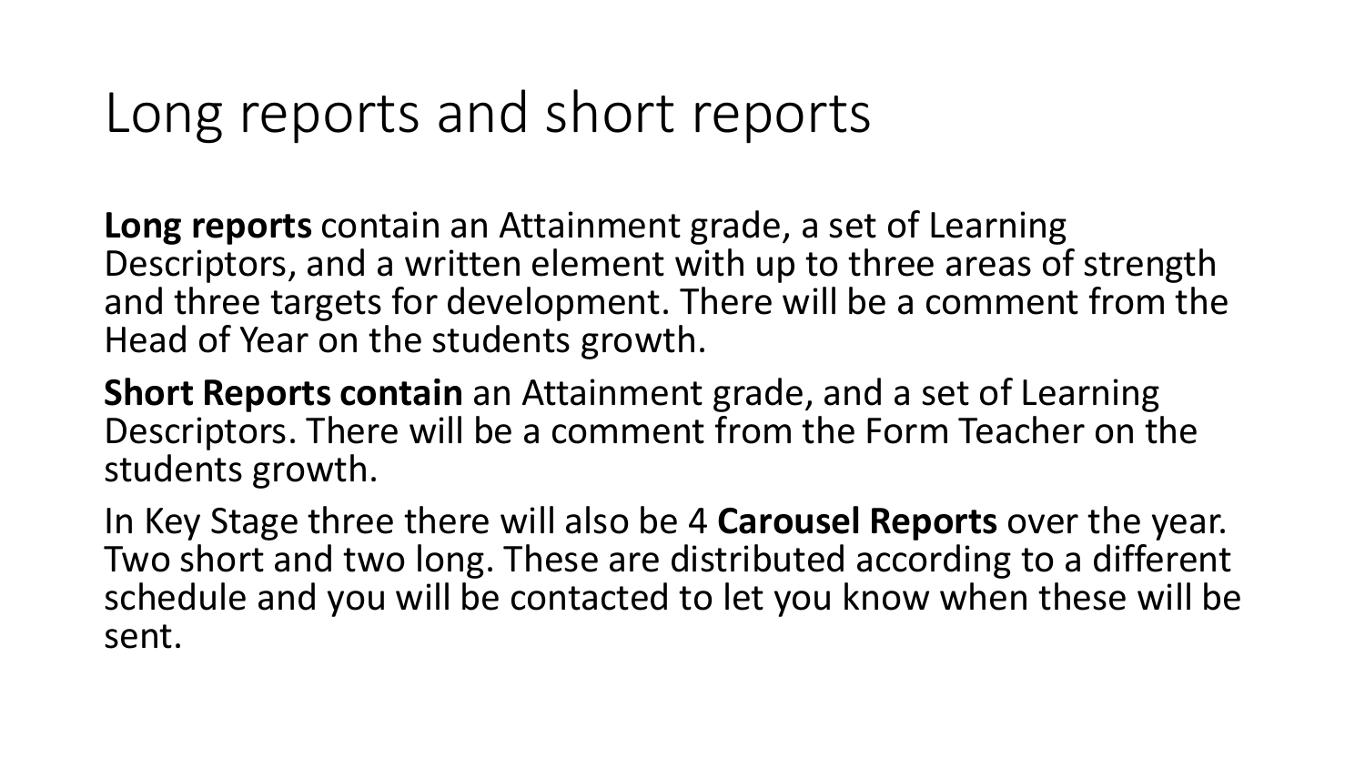# Long reports and short reports

**Long reports** contain an Attainment grade, a set of Learning Descriptors, and a written element with up to three areas of strength and three targets for development. There will be a comment from the Head of Year on the students growth.

**Short Reports contain** an Attainment grade, and a set of Learning Descriptors. There will be a comment from the Form Teacher on the students growth.

In Key Stage three there will also be 4 **Carousel Reports** over the year. Two short and two long. These are distributed according to a different schedule and you will be contacted to let you know when these will be sent.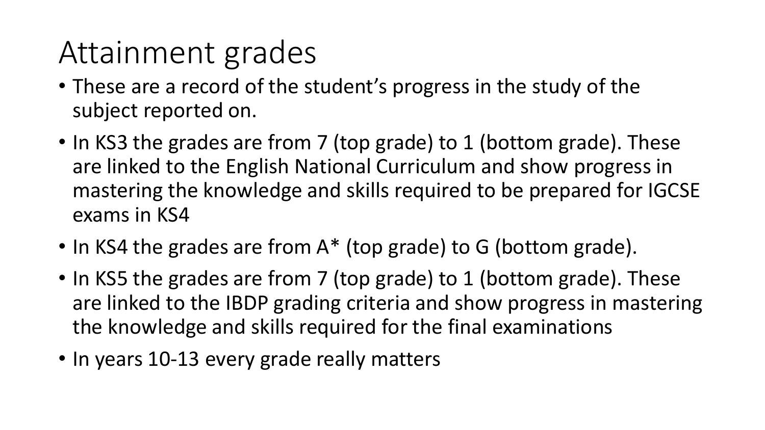# Attainment grades

- These are a record of the student's progress in the study of the subject reported on.
- In KS3 the grades are from 7 (top grade) to 1 (bottom grade). These are linked to the English National Curriculum and show progress in mastering the knowledge and skills required to be prepared for IGCSE exams in KS4
- In KS4 the grades are from A* (top grade) to G (bottom grade).
- In KS5 the grades are from 7 (top grade) to 1 (bottom grade). These are linked to the IBDP grading criteria and show progress in mastering the knowledge and skills required for the final examinations
- In years 10-13 every grade really matters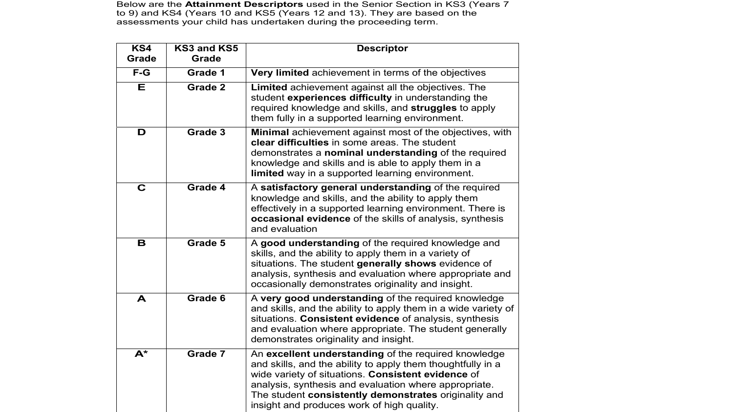Below are the **Attainment Descriptors** used in the Senior Section in KS3 (Years 7 to 9) and KS4 (Years 10 and KS5 (Years 12 and 13). They are based on the assessments your child has undertaken during the proceeding term.

| KS4 Grade | KS3 and KS5 Grade | Descriptor |
|---|---|---|
| F-G | Grade 1 | **Very limited** achievement in terms of the objectives |
| E | Grade 2 | **Limited** achievement against all the objectives. The student **experiences difficulty** in understanding the required knowledge and skills, and **struggles** to apply them fully in a supported learning environment. |
| D | Grade 3 | **Minimal** achievement against most of the objectives, with **clear difficulties** in some areas. The student demonstrates a **nominal understanding** of the required knowledge and skills and is able to apply them in a **limited** way in a supported learning environment. |
| C | Grade 4 | A **satisfactory general understanding** of the required knowledge and skills, and the ability to apply them effectively in a supported learning environment. There is **occasional evidence** of the skills of analysis, synthesis and evaluation |
| B | Grade 5 | A **good understanding** of the required knowledge and skills, and the ability to apply them in a variety of situations. The student **generally shows** evidence of analysis, synthesis and evaluation where appropriate and occasionally demonstrates originality and insight. |
| A | Grade 6 | A **very good understanding** of the required knowledge and skills, and the ability to apply them in a wide variety of situations. **Consistent evidence** of analysis, synthesis and evaluation where appropriate. The student generally demonstrates originality and insight. |
| A* | Grade 7 | An **excellent understanding** of the required knowledge and skills, and the ability to apply them thoughtfully in a wide variety of situations. **Consistent evidence** of analysis, synthesis and evaluation where appropriate. The student **consistently demonstrates** originality and insight and produces work of high quality. |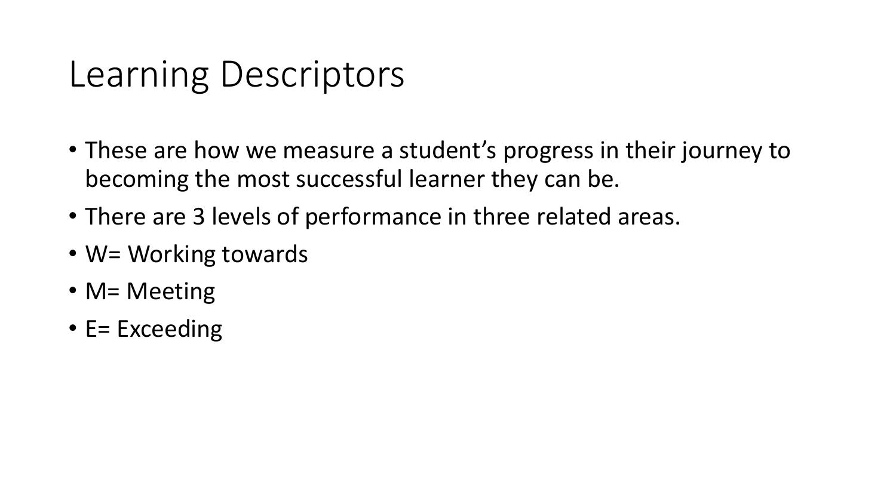# Learning Descriptors

- These are how we measure a student's progress in their journey to becoming the most successful learner they can be.
- There are 3 levels of performance in three related areas.
- W= Working towards
- M= Meeting
- E= Exceeding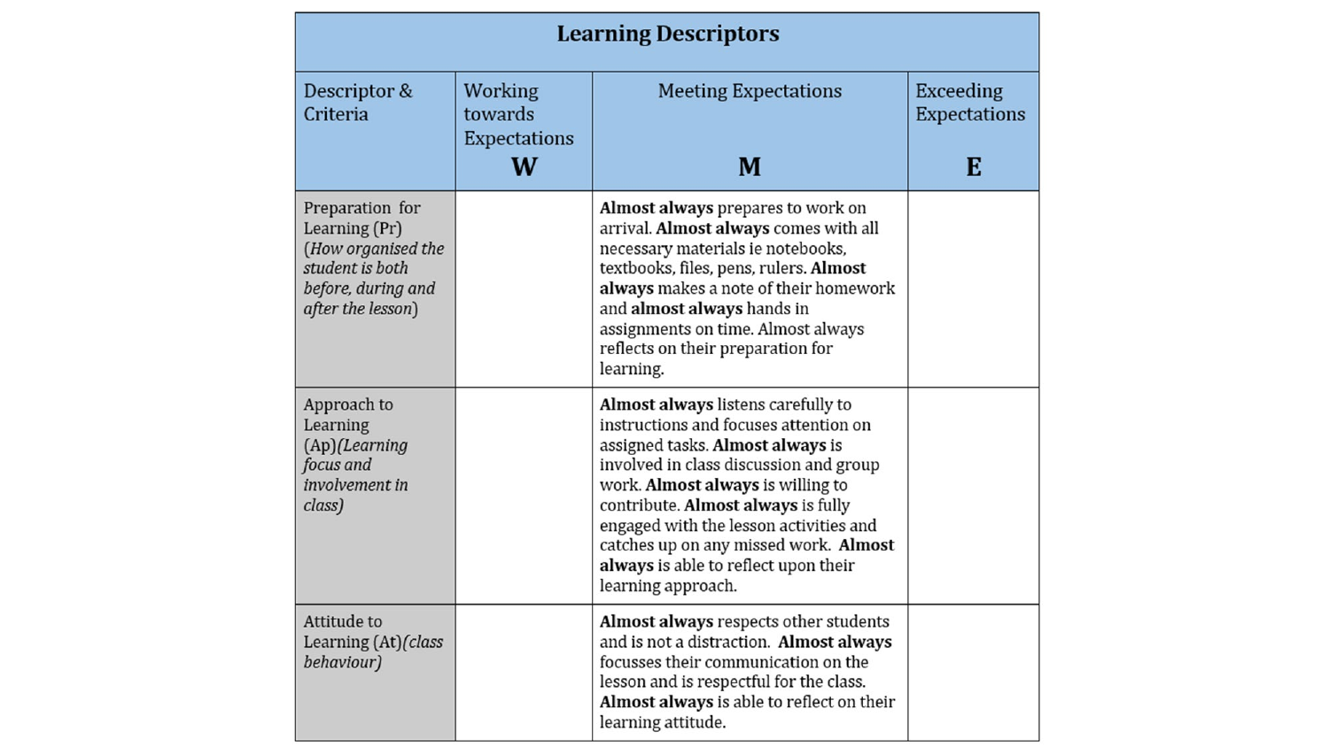| Learning Descriptors | | | |
|---|---|---|---|
| Descriptor & Criteria | Working towards Expectations **W** | Meeting Expectations **M** | Exceeding Expectations **E** |
| Preparation for Learning (Pr) (*How organised the student is both before, during and after the lesson*) | | **Almost always** prepares to work on arrival. **Almost always** comes with all necessary materials ie notebooks, textbooks, files, pens, rulers. **Almost always** makes a note of their homework and **almost always** hands in assignments on time. Almost always reflects on their preparation for learning. | |
| Approach to Learning (Ap)*(Learning focus and involvement in class)* | | **Almost always** listens carefully to instructions and focuses attention on assigned tasks. **Almost always** is involved in class discussion and group work. **Almost always** is willing to contribute. **Almost always** is fully engaged with the lesson activities and catches up on any missed work. **Almost always** is able to reflect upon their learning approach. | |
| Attitude to Learning (At)*(class behaviour)* | | **Almost always** respects other students and is not a distraction. **Almost always** focusses their communication on the lesson and is respectful for the class. **Almost always** is able to reflect on their learning attitude. | |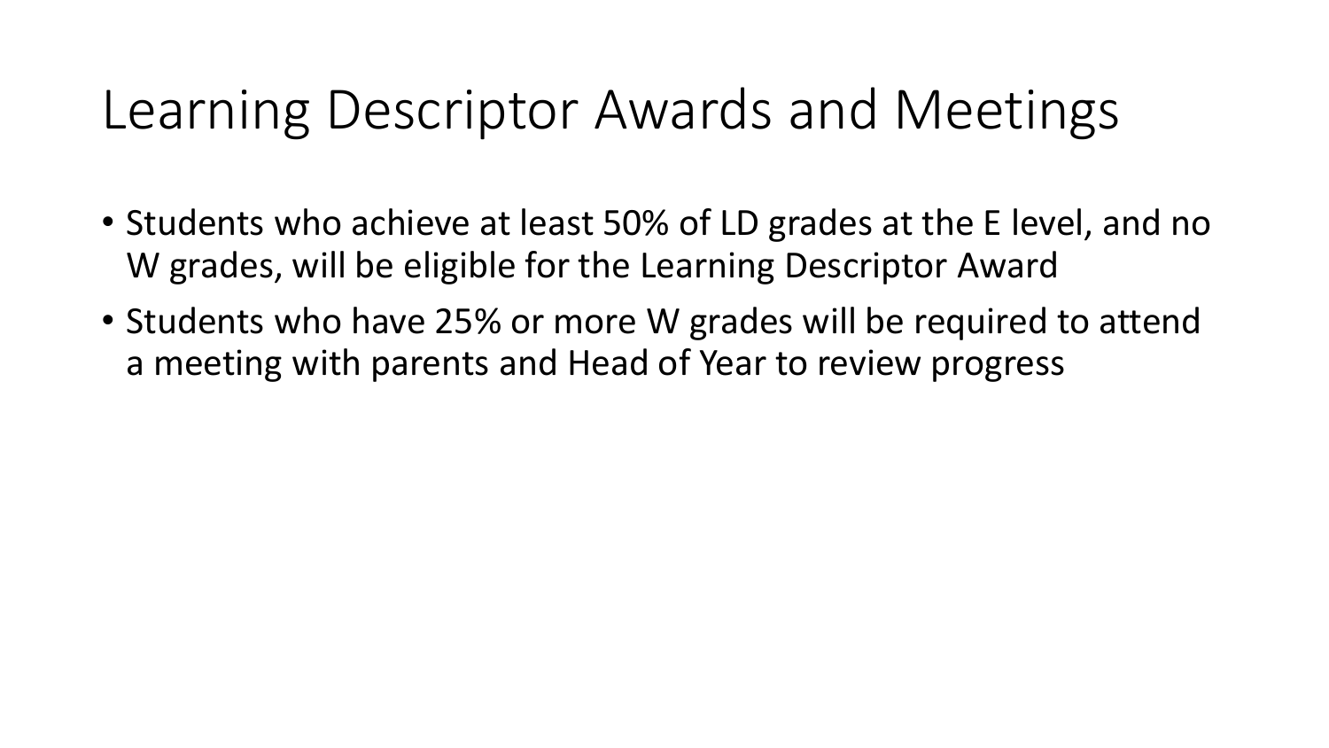# Learning Descriptor Awards and Meetings

- Students who achieve at least 50% of LD grades at the E level, and no W grades, will be eligible for the Learning Descriptor Award
- Students who have 25% or more W grades will be required to attend a meeting with parents and Head of Year to review progress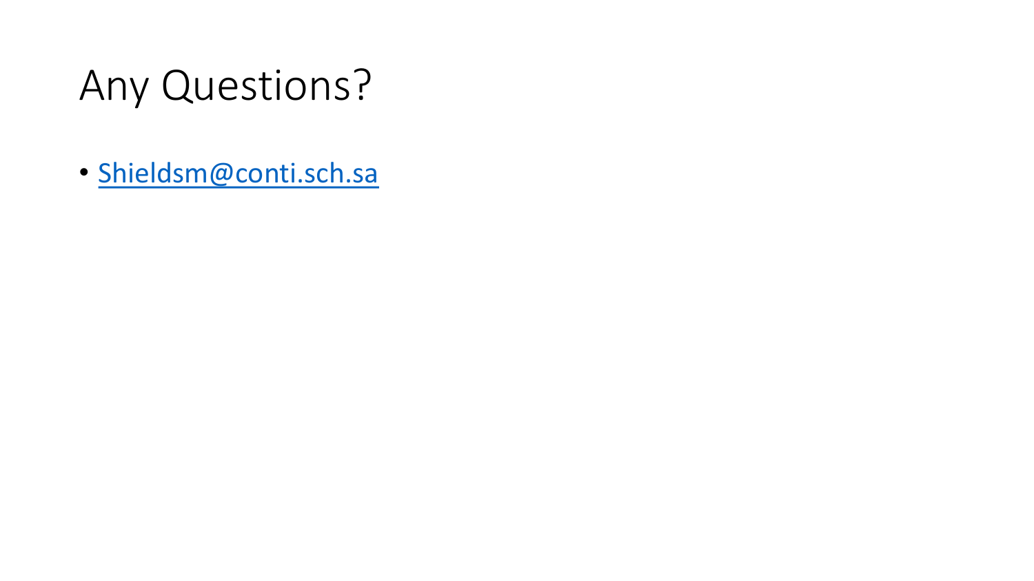# Any Questions?

- Shieldsm@conti.sch.sa